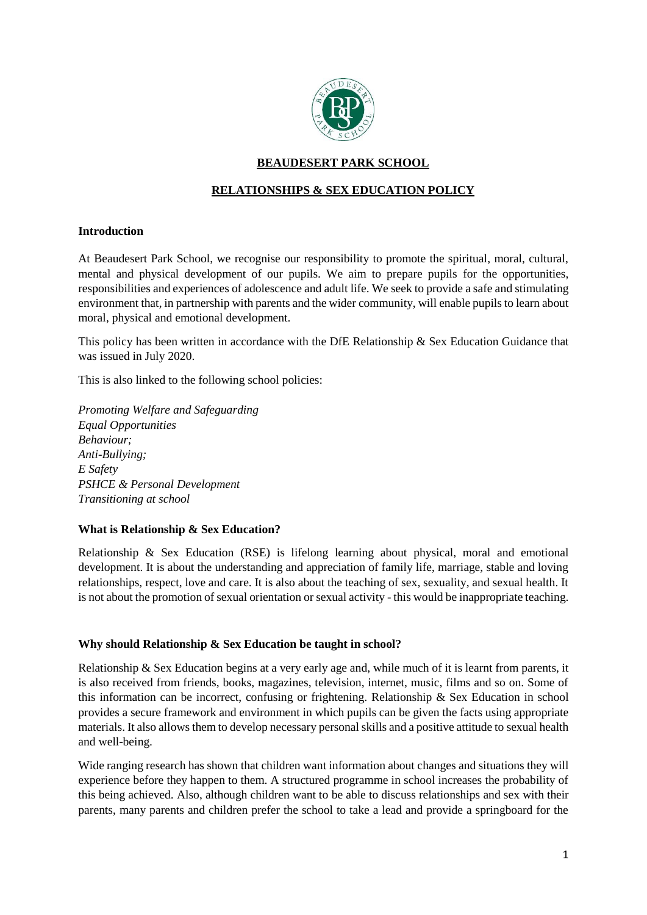**BEAUDESERT PARK SCHOOL**

**RELATIONSHIPS & SEX EDUCATION POLICY**

**Introduction**

At Beaudesert Park School, we recognise our responsibility to promote the spiritual, moral, cultural, mental and physical development of our pupils. We aim to prepare pupils for the opportunities, responsibilities and experiences of adolescence and adult life. We seek to provide a safe and stimulating environment that, in partnership with parents and the wider community, will enable pupils to learn about moral, physical and emotional development.

This policy has been written in accordance with the DfE Relationship & Sex Education Guidance that was issued in July 2020.

This is also linked to the following school policies:

*Promoting Welfare and Safeguarding*
*Equal Opportunities*
*Behaviour;*
*Anti-Bullying;*
*E Safety*
*PSHCE & Personal Development*
*Transitioning at school*

**What is Relationship & Sex Education?**

Relationship & Sex Education (RSE) is lifelong learning about physical, moral and emotional development. It is about the understanding and appreciation of family life, marriage, stable and loving relationships, respect, love and care. It is also about the teaching of sex, sexuality, and sexual health. It is not about the promotion of sexual orientation or sexual activity - this would be inappropriate teaching.

**Why should Relationship & Sex Education be taught in school?**

Relationship & Sex Education begins at a very early age and, while much of it is learnt from parents, it is also received from friends, books, magazines, television, internet, music, films and so on. Some of this information can be incorrect, confusing or frightening. Relationship & Sex Education in school provides a secure framework and environment in which pupils can be given the facts using appropriate materials. It also allows them to develop necessary personal skills and a positive attitude to sexual health and well-being.

Wide ranging research has shown that children want information about changes and situations they will experience before they happen to them. A structured programme in school increases the probability of this being achieved. Also, although children want to be able to discuss relationships and sex with their parents, many parents and children prefer the school to take a lead and provide a springboard for the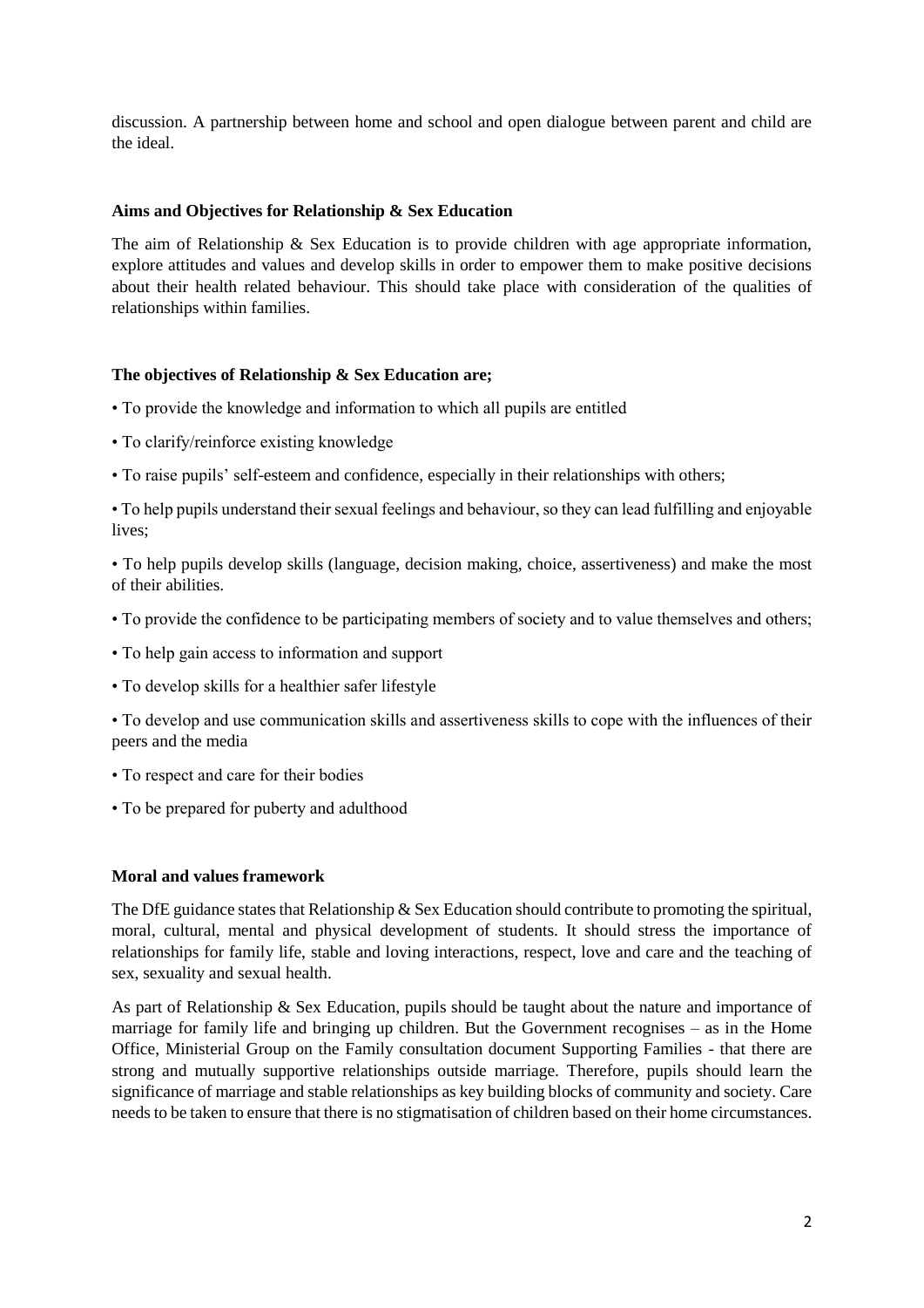discussion. A partnership between home and school and open dialogue between parent and child are the ideal.

**Aims and Objectives for Relationship & Sex Education**

The aim of Relationship & Sex Education is to provide children with age appropriate information, explore attitudes and values and develop skills in order to empower them to make positive decisions about their health related behaviour. This should take place with consideration of the qualities of relationships within families.

**The objectives of Relationship & Sex Education are;**

- To provide the knowledge and information to which all pupils are entitled
- To clarify/reinforce existing knowledge
- To raise pupils' self-esteem and confidence, especially in their relationships with others;
- To help pupils understand their sexual feelings and behaviour, so they can lead fulfilling and enjoyable lives;
- To help pupils develop skills (language, decision making, choice, assertiveness) and make the most of their abilities.
- To provide the confidence to be participating members of society and to value themselves and others;
- To help gain access to information and support
- To develop skills for a healthier safer lifestyle
- To develop and use communication skills and assertiveness skills to cope with the influences of their peers and the media
- To respect and care for their bodies
- To be prepared for puberty and adulthood

**Moral and values framework**

The DfE guidance states that Relationship & Sex Education should contribute to promoting the spiritual, moral, cultural, mental and physical development of students. It should stress the importance of relationships for family life, stable and loving interactions, respect, love and care and the teaching of sex, sexuality and sexual health.

As part of Relationship & Sex Education, pupils should be taught about the nature and importance of marriage for family life and bringing up children. But the Government recognises – as in the Home Office, Ministerial Group on the Family consultation document Supporting Families - that there are strong and mutually supportive relationships outside marriage. Therefore, pupils should learn the significance of marriage and stable relationships as key building blocks of community and society. Care needs to be taken to ensure that there is no stigmatisation of children based on their home circumstances.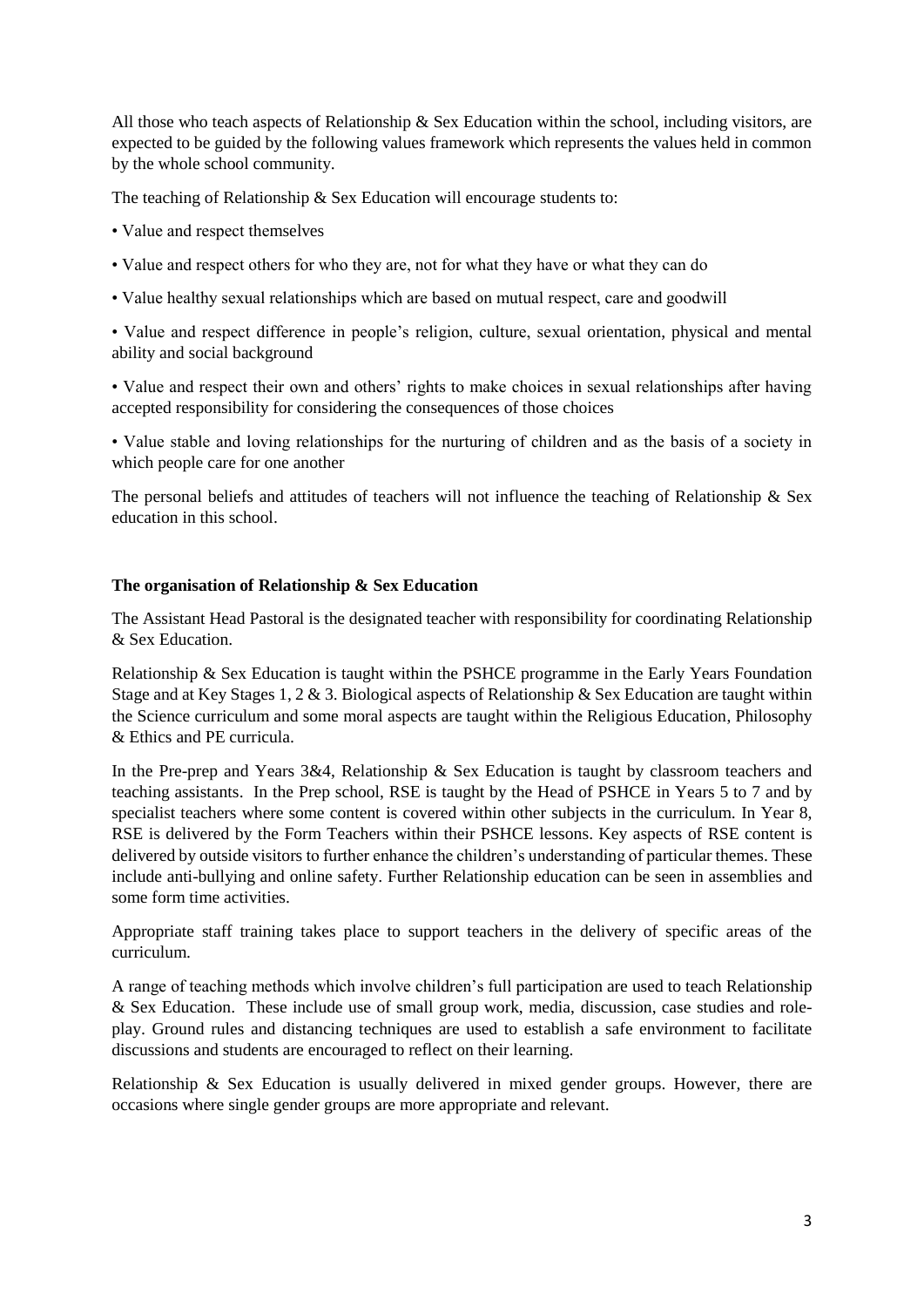All those who teach aspects of Relationship & Sex Education within the school, including visitors, are expected to be guided by the following values framework which represents the values held in common by the whole school community.

The teaching of Relationship & Sex Education will encourage students to:

- Value and respect themselves
- Value and respect others for who they are, not for what they have or what they can do
- Value healthy sexual relationships which are based on mutual respect, care and goodwill
- Value and respect difference in people's religion, culture, sexual orientation, physical and mental ability and social background
- Value and respect their own and others' rights to make choices in sexual relationships after having accepted responsibility for considering the consequences of those choices
- Value stable and loving relationships for the nurturing of children and as the basis of a society in which people care for one another

The personal beliefs and attitudes of teachers will not influence the teaching of Relationship & Sex education in this school.

**The organisation of Relationship & Sex Education**

The Assistant Head Pastoral is the designated teacher with responsibility for coordinating Relationship & Sex Education.

Relationship & Sex Education is taught within the PSHCE programme in the Early Years Foundation Stage and at Key Stages 1, 2 & 3. Biological aspects of Relationship & Sex Education are taught within the Science curriculum and some moral aspects are taught within the Religious Education, Philosophy & Ethics and PE curricula.

In the Pre-prep and Years 3&4, Relationship & Sex Education is taught by classroom teachers and teaching assistants. In the Prep school, RSE is taught by the Head of PSHCE in Years 5 to 7 and by specialist teachers where some content is covered within other subjects in the curriculum. In Year 8, RSE is delivered by the Form Teachers within their PSHCE lessons. Key aspects of RSE content is delivered by outside visitors to further enhance the children's understanding of particular themes. These include anti-bullying and online safety. Further Relationship education can be seen in assemblies and some form time activities.

Appropriate staff training takes place to support teachers in the delivery of specific areas of the curriculum.

A range of teaching methods which involve children's full participation are used to teach Relationship & Sex Education. These include use of small group work, media, discussion, case studies and role-play. Ground rules and distancing techniques are used to establish a safe environment to facilitate discussions and students are encouraged to reflect on their learning.

Relationship & Sex Education is usually delivered in mixed gender groups. However, there are occasions where single gender groups are more appropriate and relevant.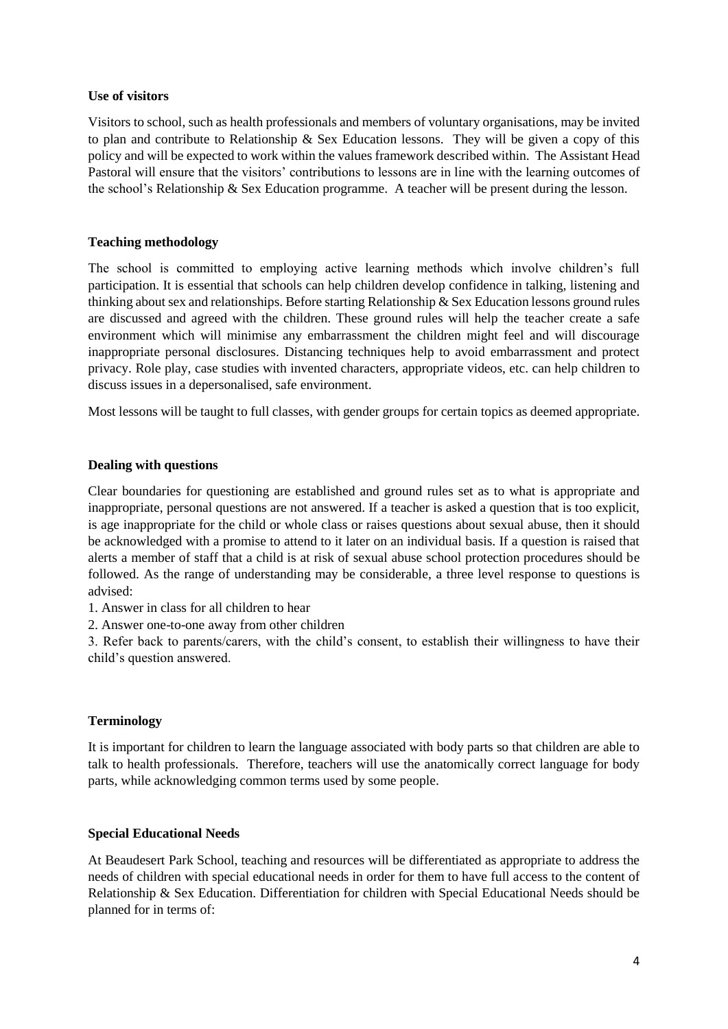**Use of visitors**

Visitors to school, such as health professionals and members of voluntary organisations, may be invited to plan and contribute to Relationship & Sex Education lessons. They will be given a copy of this policy and will be expected to work within the values framework described within. The Assistant Head Pastoral will ensure that the visitors' contributions to lessons are in line with the learning outcomes of the school's Relationship & Sex Education programme. A teacher will be present during the lesson.

**Teaching methodology**

The school is committed to employing active learning methods which involve children's full participation. It is essential that schools can help children develop confidence in talking, listening and thinking about sex and relationships. Before starting Relationship & Sex Education lessons ground rules are discussed and agreed with the children. These ground rules will help the teacher create a safe environment which will minimise any embarrassment the children might feel and will discourage inappropriate personal disclosures. Distancing techniques help to avoid embarrassment and protect privacy. Role play, case studies with invented characters, appropriate videos, etc. can help children to discuss issues in a depersonalised, safe environment.

Most lessons will be taught to full classes, with gender groups for certain topics as deemed appropriate.

**Dealing with questions**

Clear boundaries for questioning are established and ground rules set as to what is appropriate and inappropriate, personal questions are not answered. If a teacher is asked a question that is too explicit, is age inappropriate for the child or whole class or raises questions about sexual abuse, then it should be acknowledged with a promise to attend to it later on an individual basis. If a question is raised that alerts a member of staff that a child is at risk of sexual abuse school protection procedures should be followed. As the range of understanding may be considerable, a three level response to questions is advised:

1. Answer in class for all children to hear
2. Answer one-to-one away from other children
3. Refer back to parents/carers, with the child's consent, to establish their willingness to have their child's question answered.

**Terminology**

It is important for children to learn the language associated with body parts so that children are able to talk to health professionals. Therefore, teachers will use the anatomically correct language for body parts, while acknowledging common terms used by some people.

**Special Educational Needs**

At Beaudesert Park School, teaching and resources will be differentiated as appropriate to address the needs of children with special educational needs in order for them to have full access to the content of Relationship & Sex Education. Differentiation for children with Special Educational Needs should be planned for in terms of: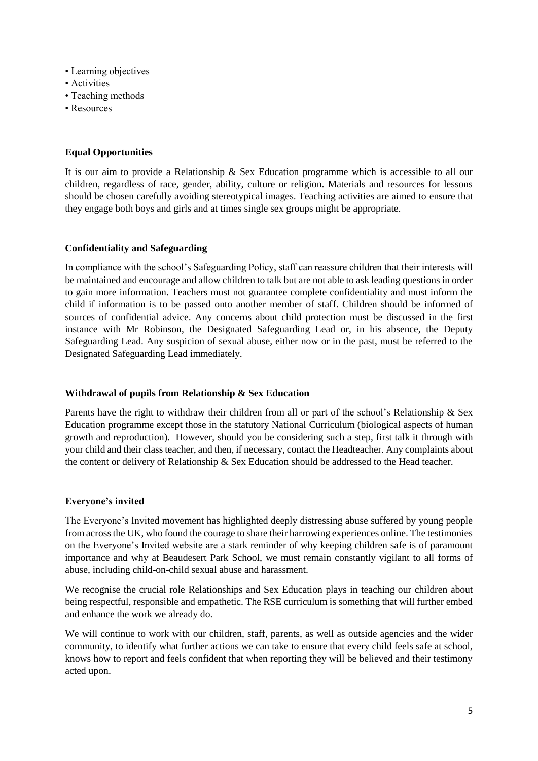- Learning objectives
- Activities
- Teaching methods
- Resources

## Equal Opportunities

It is our aim to provide a Relationship & Sex Education programme which is accessible to all our children, regardless of race, gender, ability, culture or religion. Materials and resources for lessons should be chosen carefully avoiding stereotypical images. Teaching activities are aimed to ensure that they engage both boys and girls and at times single sex groups might be appropriate.

## Confidentiality and Safeguarding

In compliance with the school's Safeguarding Policy, staff can reassure children that their interests will be maintained and encourage and allow children to talk but are not able to ask leading questions in order to gain more information. Teachers must not guarantee complete confidentiality and must inform the child if information is to be passed onto another member of staff. Children should be informed of sources of confidential advice. Any concerns about child protection must be discussed in the first instance with Mr Robinson, the Designated Safeguarding Lead or, in his absence, the Deputy Safeguarding Lead. Any suspicion of sexual abuse, either now or in the past, must be referred to the Designated Safeguarding Lead immediately.

## Withdrawal of pupils from Relationship & Sex Education

Parents have the right to withdraw their children from all or part of the school's Relationship & Sex Education programme except those in the statutory National Curriculum (biological aspects of human growth and reproduction). However, should you be considering such a step, first talk it through with your child and their class teacher, and then, if necessary, contact the Headteacher. Any complaints about the content or delivery of Relationship & Sex Education should be addressed to the Head teacher.

## Everyone's invited

The Everyone's Invited movement has highlighted deeply distressing abuse suffered by young people from across the UK, who found the courage to share their harrowing experiences online. The testimonies on the Everyone's Invited website are a stark reminder of why keeping children safe is of paramount importance and why at Beaudesert Park School, we must remain constantly vigilant to all forms of abuse, including child-on-child sexual abuse and harassment.

We recognise the crucial role Relationships and Sex Education plays in teaching our children about being respectful, responsible and empathetic. The RSE curriculum is something that will further embed and enhance the work we already do.

We will continue to work with our children, staff, parents, as well as outside agencies and the wider community, to identify what further actions we can take to ensure that every child feels safe at school, knows how to report and feels confident that when reporting they will be believed and their testimony acted upon.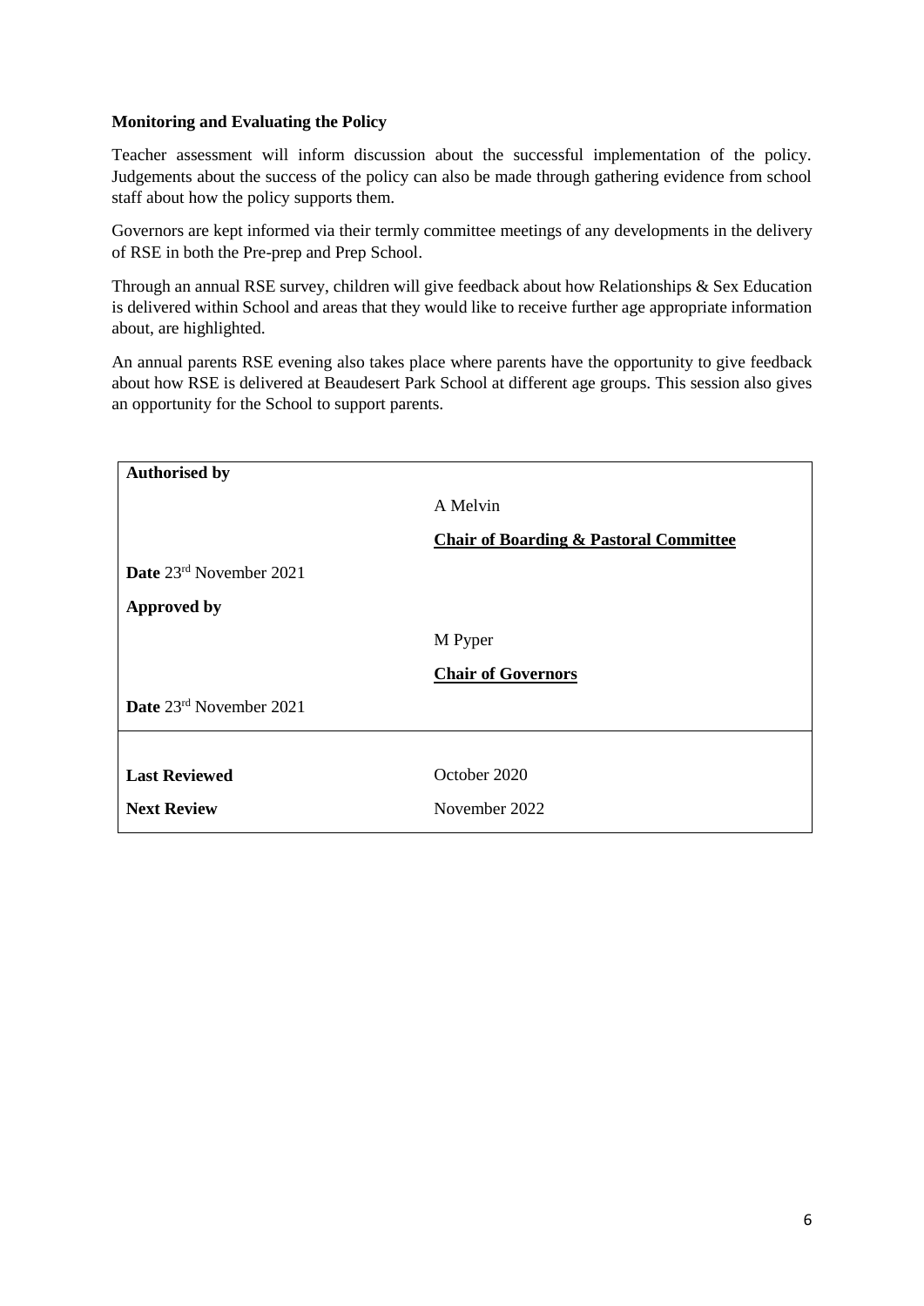**Monitoring and Evaluating the Policy**

Teacher assessment will inform discussion about the successful implementation of the policy. Judgements about the success of the policy can also be made through gathering evidence from school staff about how the policy supports them.

Governors are kept informed via their termly committee meetings of any developments in the delivery of RSE in both the Pre-prep and Prep School.

Through an annual RSE survey, children will give feedback about how Relationships & Sex Education is delivered within School and areas that they would like to receive further age appropriate information about, are highlighted.

An annual parents RSE evening also takes place where parents have the opportunity to give feedback about how RSE is delivered at Beaudesert Park School at different age groups. This session also gives an opportunity for the School to support parents.

| **Authorised by** | |
|---|---|
| | A Melvin |
| | **Chair of Boarding & Pastoral Committee** |
| **Date** 23rd November 2021 | |
| **Approved by** | |
| | M Pyper |
| | **Chair of Governors** |
| **Date** 23rd November 2021 | |
| **Last Reviewed** | October 2020 |
| **Next Review** | November 2022 |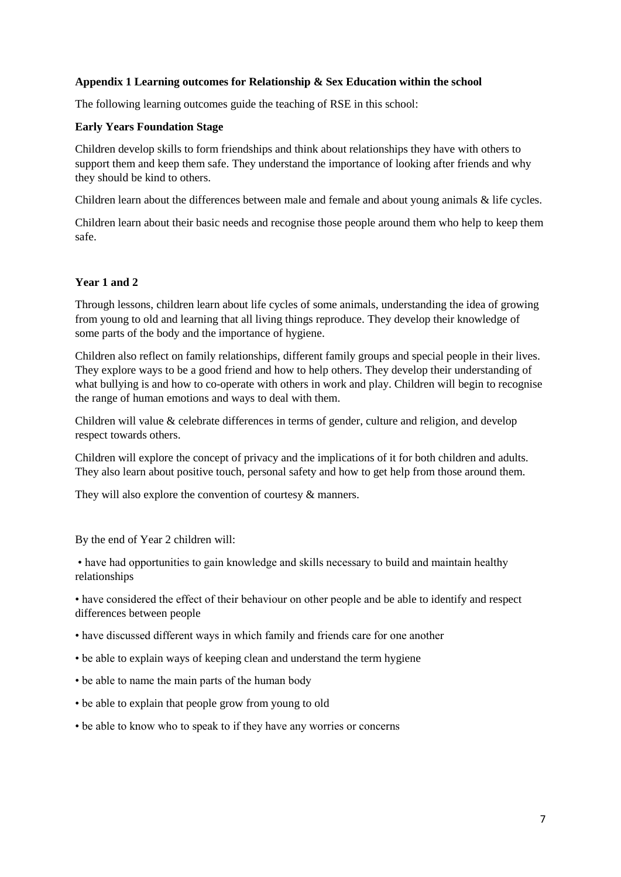**Appendix 1 Learning outcomes for Relationship & Sex Education within the school**

The following learning outcomes guide the teaching of RSE in this school:

**Early Years Foundation Stage**

Children develop skills to form friendships and think about relationships they have with others to support them and keep them safe. They understand the importance of looking after friends and why they should be kind to others.

Children learn about the differences between male and female and about young animals & life cycles.

Children learn about their basic needs and recognise those people around them who help to keep them safe.

**Year 1 and 2**

Through lessons, children learn about life cycles of some animals, understanding the idea of growing from young to old and learning that all living things reproduce. They develop their knowledge of some parts of the body and the importance of hygiene.

Children also reflect on family relationships, different family groups and special people in their lives. They explore ways to be a good friend and how to help others. They develop their understanding of what bullying is and how to co-operate with others in work and play. Children will begin to recognise the range of human emotions and ways to deal with them.

Children will value & celebrate differences in terms of gender, culture and religion, and develop respect towards others.

Children will explore the concept of privacy and the implications of it for both children and adults. They also learn about positive touch, personal safety and how to get help from those around them.

They will also explore the convention of courtesy & manners.

By the end of Year 2 children will:

- have had opportunities to gain knowledge and skills necessary to build and maintain healthy relationships
- have considered the effect of their behaviour on other people and be able to identify and respect differences between people
- have discussed different ways in which family and friends care for one another
- be able to explain ways of keeping clean and understand the term hygiene
- be able to name the main parts of the human body
- be able to explain that people grow from young to old
- be able to know who to speak to if they have any worries or concerns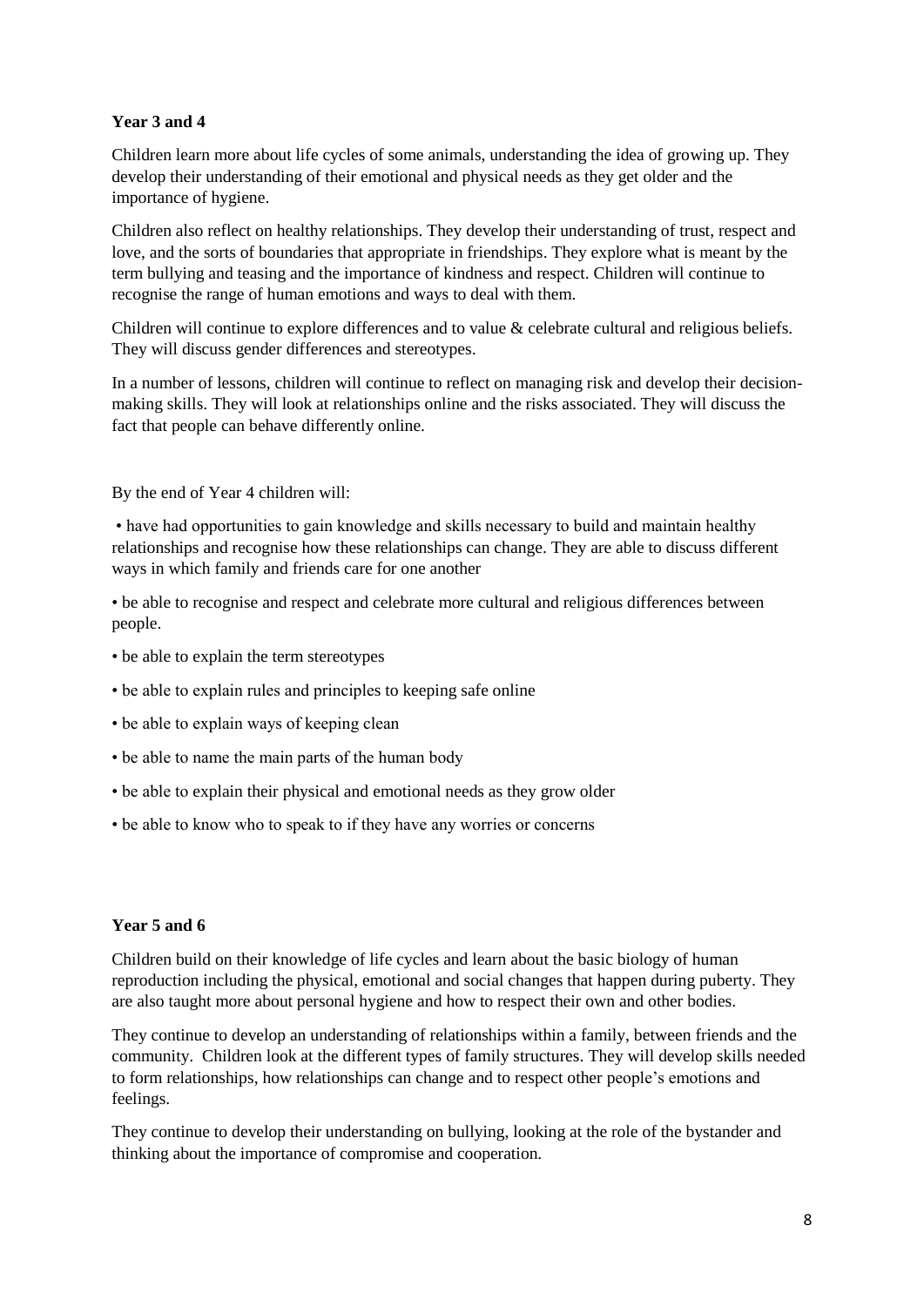**Year 3 and 4**

Children learn more about life cycles of some animals, understanding the idea of growing up. They develop their understanding of their emotional and physical needs as they get older and the importance of hygiene.

Children also reflect on healthy relationships. They develop their understanding of trust, respect and love, and the sorts of boundaries that appropriate in friendships. They explore what is meant by the term bullying and teasing and the importance of kindness and respect. Children will continue to recognise the range of human emotions and ways to deal with them.

Children will continue to explore differences and to value & celebrate cultural and religious beliefs. They will discuss gender differences and stereotypes.

In a number of lessons, children will continue to reflect on managing risk and develop their decision-making skills. They will look at relationships online and the risks associated. They will discuss the fact that people can behave differently online.

By the end of Year 4 children will:

- have had opportunities to gain knowledge and skills necessary to build and maintain healthy relationships and recognise how these relationships can change. They are able to discuss different ways in which family and friends care for one another
- be able to recognise and respect and celebrate more cultural and religious differences between people.
- be able to explain the term stereotypes
- be able to explain rules and principles to keeping safe online
- be able to explain ways of keeping clean
- be able to name the main parts of the human body
- be able to explain their physical and emotional needs as they grow older
- be able to know who to speak to if they have any worries or concerns

**Year 5 and 6**

Children build on their knowledge of life cycles and learn about the basic biology of human reproduction including the physical, emotional and social changes that happen during puberty. They are also taught more about personal hygiene and how to respect their own and other bodies.

They continue to develop an understanding of relationships within a family, between friends and the community. Children look at the different types of family structures. They will develop skills needed to form relationships, how relationships can change and to respect other people's emotions and feelings.

They continue to develop their understanding on bullying, looking at the role of the bystander and thinking about the importance of compromise and cooperation.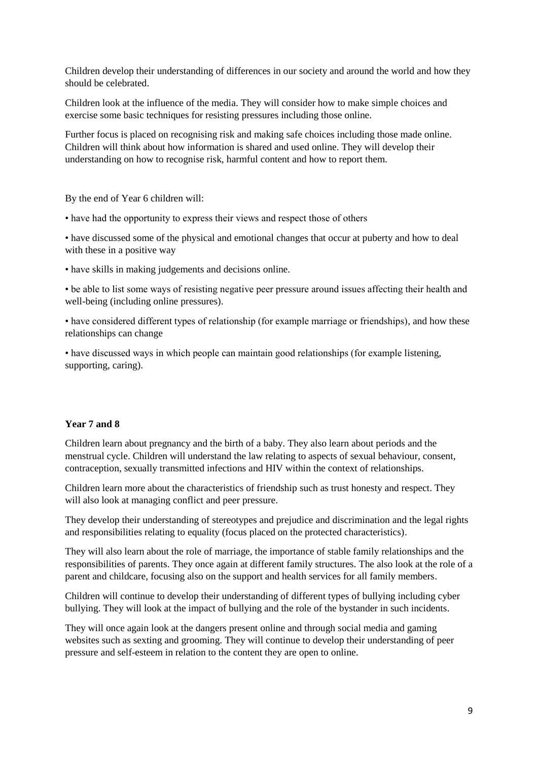Children develop their understanding of differences in our society and around the world and how they should be celebrated.

Children look at the influence of the media. They will consider how to make simple choices and exercise some basic techniques for resisting pressures including those online.

Further focus is placed on recognising risk and making safe choices including those made online. Children will think about how information is shared and used online. They will develop their understanding on how to recognise risk, harmful content and how to report them.

By the end of Year 6 children will:

- have had the opportunity to express their views and respect those of others
- have discussed some of the physical and emotional changes that occur at puberty and how to deal with these in a positive way
- have skills in making judgements and decisions online.
- be able to list some ways of resisting negative peer pressure around issues affecting their health and well-being (including online pressures).
- have considered different types of relationship (for example marriage or friendships), and how these relationships can change
- have discussed ways in which people can maintain good relationships (for example listening, supporting, caring).

**Year 7 and 8**

Children learn about pregnancy and the birth of a baby. They also learn about periods and the menstrual cycle. Children will understand the law relating to aspects of sexual behaviour, consent, contraception, sexually transmitted infections and HIV within the context of relationships.

Children learn more about the characteristics of friendship such as trust honesty and respect. They will also look at managing conflict and peer pressure.

They develop their understanding of stereotypes and prejudice and discrimination and the legal rights and responsibilities relating to equality (focus placed on the protected characteristics).

They will also learn about the role of marriage, the importance of stable family relationships and the responsibilities of parents. They once again at different family structures. The also look at the role of a parent and childcare, focusing also on the support and health services for all family members.

Children will continue to develop their understanding of different types of bullying including cyber bullying. They will look at the impact of bullying and the role of the bystander in such incidents.

They will once again look at the dangers present online and through social media and gaming websites such as sexting and grooming. They will continue to develop their understanding of peer pressure and self-esteem in relation to the content they are open to online.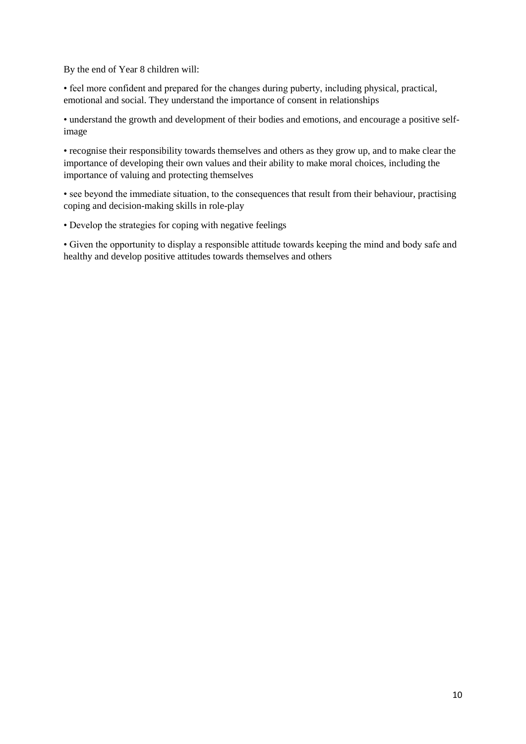By the end of Year 8 children will:

- feel more confident and prepared for the changes during puberty, including physical, practical, emotional and social. They understand the importance of consent in relationships
- understand the growth and development of their bodies and emotions, and encourage a positive self-image
- recognise their responsibility towards themselves and others as they grow up, and to make clear the importance of developing their own values and their ability to make moral choices, including the importance of valuing and protecting themselves
- see beyond the immediate situation, to the consequences that result from their behaviour, practising coping and decision-making skills in role-play
- Develop the strategies for coping with negative feelings
- Given the opportunity to display a responsible attitude towards keeping the mind and body safe and healthy and develop positive attitudes towards themselves and others